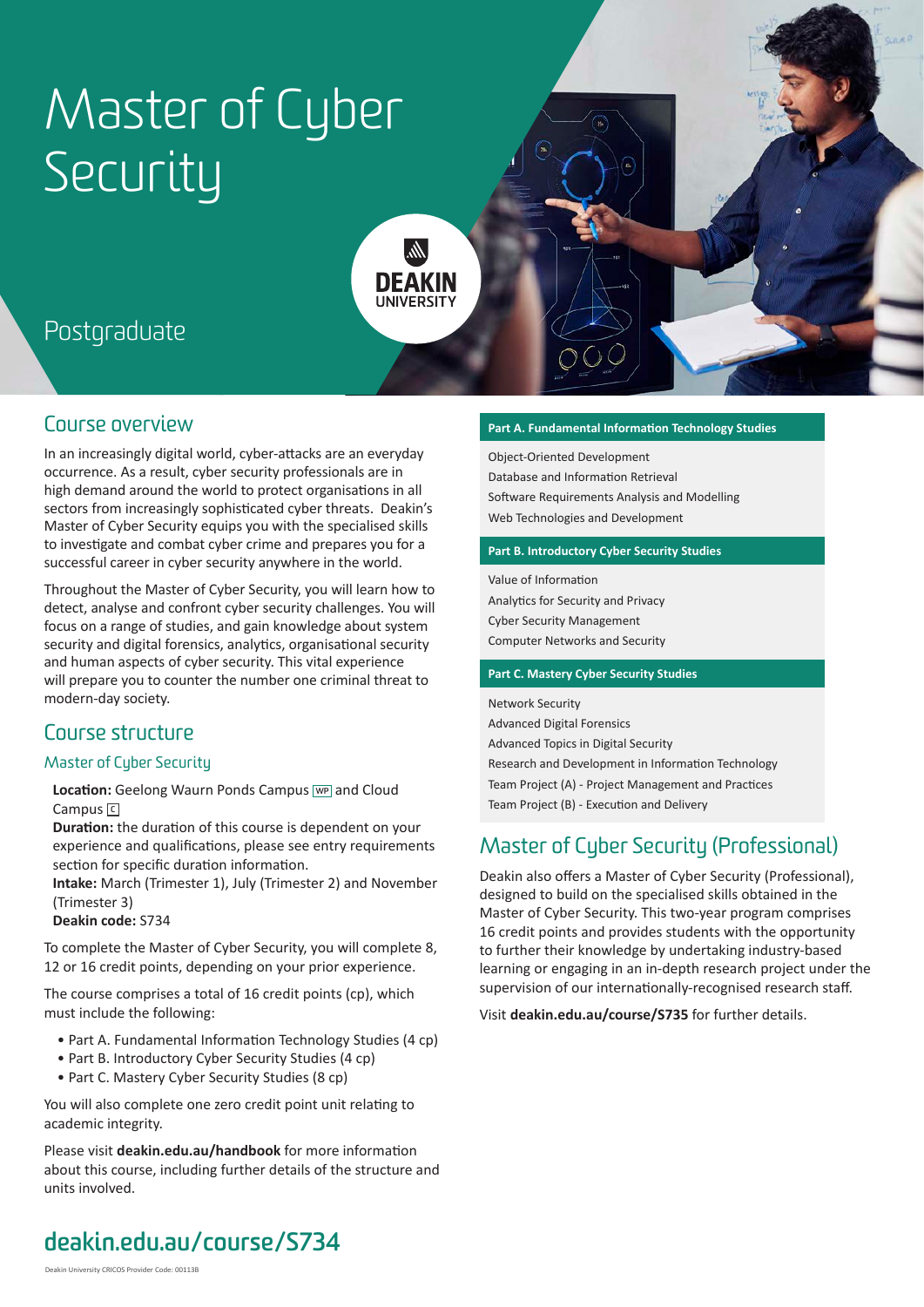# Master of Cyber Security

Postgraduate

DEAKIN UNIVERSITY

## Course overview

In an increasingly digital world, cyber-attacks are an everyday occurrence. As a result, cyber security professionals are in high demand around the world to protect organisations in all sectors from increasingly sophisticated cyber threats. Deakin's Master of Cyber Security equips you with the specialised skills to investigate and combat cyber crime and prepares you for a successful career in cyber security anywhere in the world.

Throughout the Master of Cyber Security, you will learn how to detect, analyse and confront cyber security challenges. You will focus on a range of studies, and gain knowledge about system security and digital forensics, analytics, organisational security and human aspects of cyber security. This vital experience will prepare you to counter the number one criminal threat to modern-day society.

## Course structure

### Master of Cyber Security

**Location:** Geelong Waurn Ponds Campus WP and Cloud Campus C
**Duration:** the duration of this course is dependent on your experience and qualifications, please see entry requirements section for specific duration information.
**Intake:** March (Trimester 1), July (Trimester 2) and November (Trimester 3)
**Deakin code:** S734

To complete the Master of Cyber Security, you will complete 8, 12 or 16 credit points, depending on your prior experience.

The course comprises a total of 16 credit points (cp), which must include the following:

- Part A. Fundamental Information Technology Studies (4 cp)
- Part B. Introductory Cyber Security Studies (4 cp)
- Part C. Mastery Cyber Security Studies (8 cp)

You will also complete one zero credit point unit relating to academic integrity.

Please visit **deakin.edu.au/handbook** for more information about this course, including further details of the structure and units involved.

**Part A. Fundamental Information Technology Studies**

- Object-Oriented Development
- Database and Information Retrieval
- Software Requirements Analysis and Modelling
- Web Technologies and Development

**Part B. Introductory Cyber Security Studies**

- Value of Information
- Analytics for Security and Privacy
- Cyber Security Management
- Computer Networks and Security

**Part C. Mastery Cyber Security Studies**

- Network Security
- Advanced Digital Forensics
- Advanced Topics in Digital Security
- Research and Development in Information Technology
- Team Project (A) - Project Management and Practices
- Team Project (B) - Execution and Delivery

## Master of Cyber Security (Professional)

Deakin also offers a Master of Cyber Security (Professional), designed to build on the specialised skills obtained in the Master of Cyber Security. This two-year program comprises 16 credit points and provides students with the opportunity to further their knowledge by undertaking industry-based learning or engaging in an in-depth research project under the supervision of our internationally-recognised research staff.

Visit **deakin.edu.au/course/S735** for further details.

**deakin.edu.au/course/S734**

Deakin University CRICOS Provider Code: 00113B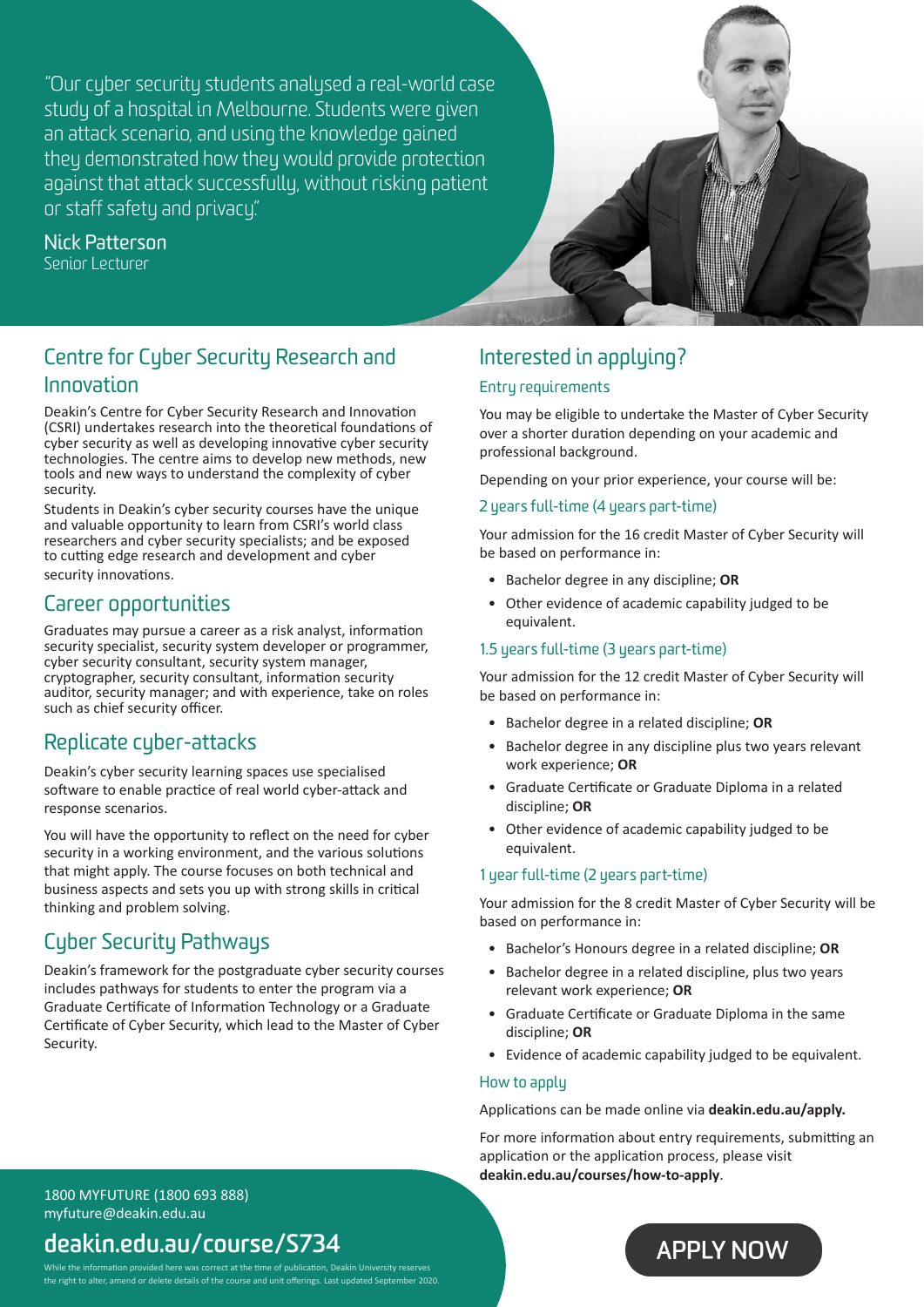"Our cyber security students analysed a real-world case study of a hospital in Melbourne. Students were given an attack scenario, and using the knowledge gained they demonstrated how they would provide protection against that attack successfully, without risking patient or staff safety and privacy."

Nick Patterson
Senior Lecturer

## Centre for Cyber Security Research and Innovation

Deakin's Centre for Cyber Security Research and Innovation (CSRI) undertakes research into the theoretical foundations of cyber security as well as developing innovative cyber security technologies. The centre aims to develop new methods, new tools and new ways to understand the complexity of cyber security.

Students in Deakin's cyber security courses have the unique and valuable opportunity to learn from CSRI's world class researchers and cyber security specialists; and be exposed to cutting edge research and development and cyber security innovations.

## Career opportunities

Graduates may pursue a career as a risk analyst, information security specialist, security system developer or programmer, cyber security consultant, security system manager, cryptographer, security consultant, information security auditor, security manager; and with experience, take on roles such as chief security officer.

## Replicate cyber-attacks

Deakin's cyber security learning spaces use specialised software to enable practice of real world cyber-attack and response scenarios.

You will have the opportunity to reflect on the need for cyber security in a working environment, and the various solutions that might apply. The course focuses on both technical and business aspects and sets you up with strong skills in critical thinking and problem solving.

## Cyber Security Pathways

Deakin's framework for the postgraduate cyber security courses includes pathways for students to enter the program via a Graduate Certificate of Information Technology or a Graduate Certificate of Cyber Security, which lead to the Master of Cyber Security.

## Interested in applying?

### Entry requirements

You may be eligible to undertake the Master of Cyber Security over a shorter duration depending on your academic and professional background.

Depending on your prior experience, your course will be:

### 2 years full-time (4 years part-time)

Your admission for the 16 credit Master of Cyber Security will be based on performance in:

- Bachelor degree in any discipline; **OR**
- Other evidence of academic capability judged to be equivalent.

### 1.5 years full-time (3 years part-time)

Your admission for the 12 credit Master of Cyber Security will be based on performance in:

- Bachelor degree in a related discipline; **OR**
- Bachelor degree in any discipline plus two years relevant work experience; **OR**
- Graduate Certificate or Graduate Diploma in a related discipline; **OR**
- Other evidence of academic capability judged to be equivalent.

### 1 year full-time (2 years part-time)

Your admission for the 8 credit Master of Cyber Security will be based on performance in:

- Bachelor's Honours degree in a related discipline; **OR**
- Bachelor degree in a related discipline, plus two years relevant work experience; **OR**
- Graduate Certificate or Graduate Diploma in the same discipline; **OR**
- Evidence of academic capability judged to be equivalent.

### How to apply

Applications can be made online via **deakin.edu.au/apply.**

For more information about entry requirements, submitting an application or the application process, please visit **deakin.edu.au/courses/how-to-apply**.

1800 MYFUTURE (1800 693 888)
myfuture@deakin.edu.au

## deakin.edu.au/course/S734

While the information provided here was correct at the time of publication, Deakin University reserves the right to alter, amend or delete details of the course and unit offerings. Last updated September 2020.

APPLY NOW